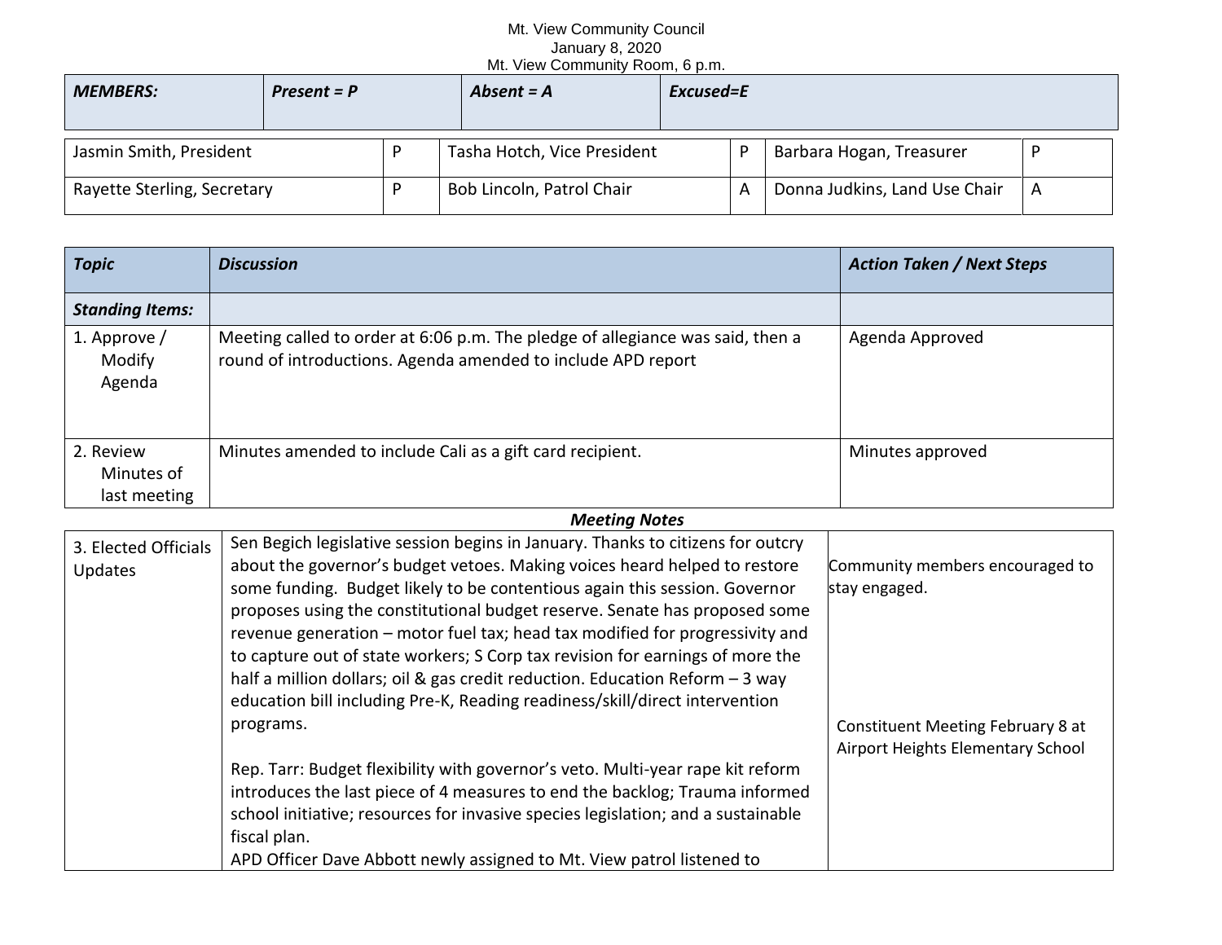Mt. View Community Council
January 8, 2020
Mt. View Community Room, 6 p.m.

| ***MEMBERS:*** | ***Present = P*** | ***Absent = A*** | ***Excused=E*** |
|---|---|---|---|

| | | | | | |
|---|---|---|---|---|---|
| Jasmin Smith, President | P | Tasha Hotch, Vice President | P | Barbara Hogan, Treasurer | P |
| Rayette Sterling, Secretary | P | Bob Lincoln, Patrol Chair | A | Donna Judkins, Land Use Chair | A |

| ***Topic*** | ***Discussion*** | ***Action Taken / Next Steps*** |
|---|---|---|
| ***Standing Items:*** | | |
| 1. Approve / Modify Agenda | Meeting called to order at 6:06 p.m. The pledge of allegiance was said, then a round of introductions. Agenda amended to include APD report | Agenda Approved |
| 2. Review Minutes of last meeting | Minutes amended to include Cali as a gift card recipient. | Minutes approved |

***Meeting Notes***

| | | |
|---|---|---|
| 3. Elected Officials Updates | Sen Begich legislative session begins in January. Thanks to citizens for outcry about the governor's budget vetoes. Making voices heard helped to restore some funding. Budget likely to be contentious again this session. Governor proposes using the constitutional budget reserve. Senate has proposed some revenue generation – motor fuel tax; head tax modified for progressivity and to capture out of state workers; S Corp tax revision for earnings of more the half a million dollars; oil & gas credit reduction. Education Reform – 3 way education bill including Pre-K, Reading readiness/skill/direct intervention programs.<br><br>Rep. Tarr: Budget flexibility with governor's veto. Multi-year rape kit reform introduces the last piece of 4 measures to end the backlog; Trauma informed school initiative; resources for invasive species legislation; and a sustainable fiscal plan.<br>APD Officer Dave Abbott newly assigned to Mt. View patrol listened to | Community members encouraged to stay engaged.<br><br>Constituent Meeting February 8 at Airport Heights Elementary School |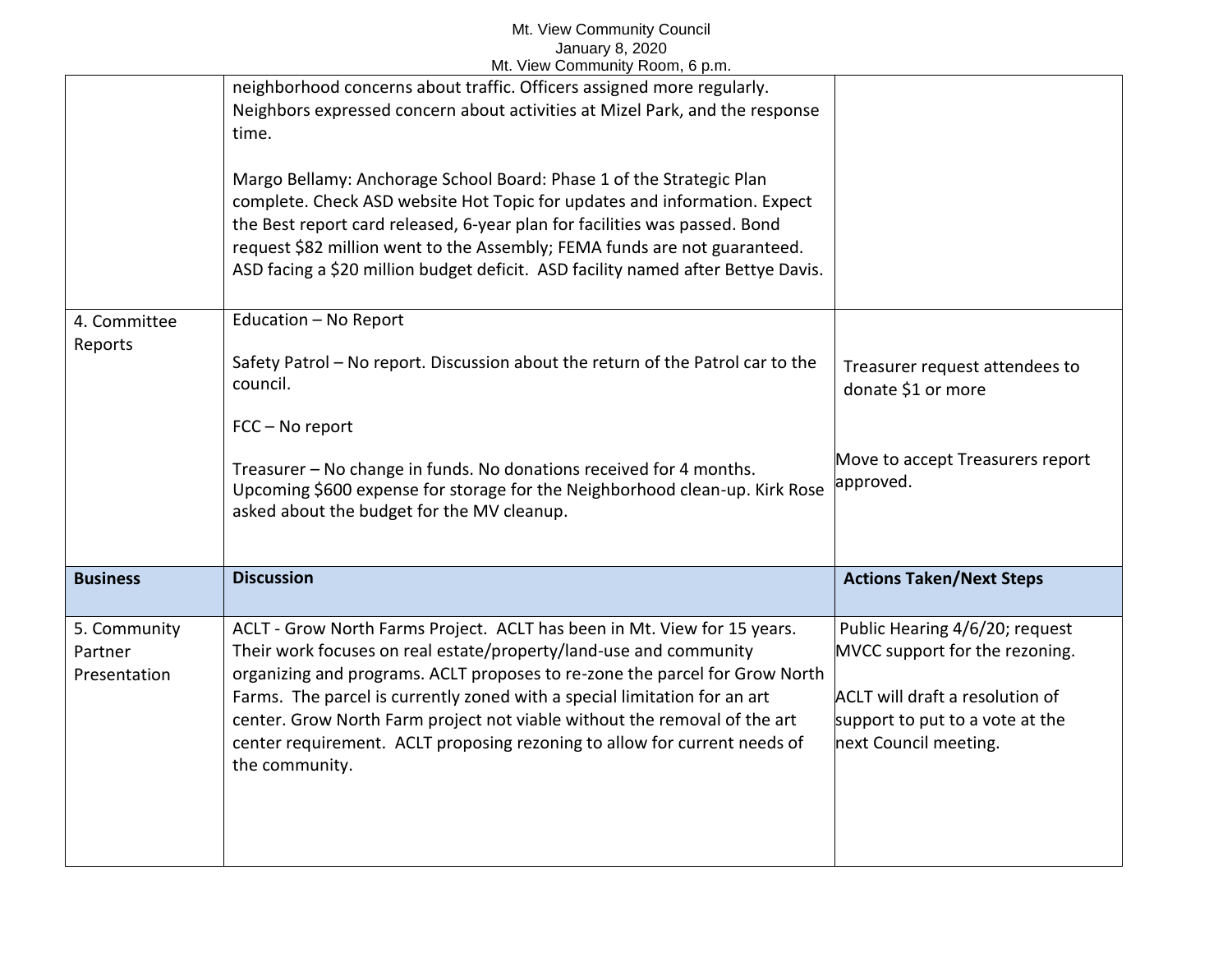| | | |
|---|---|---|
| | neighborhood concerns about traffic. Officers assigned more regularly. Neighbors expressed concern about activities at Mizel Park, and the response time.<br><br>Margo Bellamy: Anchorage School Board: Phase 1 of the Strategic Plan complete. Check ASD website Hot Topic for updates and information. Expect the Best report card released, 6-year plan for facilities was passed. Bond request $82 million went to the Assembly; FEMA funds are not guaranteed. ASD facing a $20 million budget deficit. ASD facility named after Bettye Davis. | |
| 4. Committee Reports | Education – No Report<br><br>Safety Patrol – No report. Discussion about the return of the Patrol car to the council.<br><br>FCC – No report<br><br>Treasurer – No change in funds. No donations received for 4 months. Upcoming $600 expense for storage for the Neighborhood clean-up. Kirk Rose asked about the budget for the MV cleanup. | Treasurer request attendees to donate $1 or more<br><br>Move to accept Treasurers report approved. |
| **Business** | **Discussion** | **Actions Taken/Next Steps** |
| 5. Community Partner Presentation | ACLT - Grow North Farms Project. ACLT has been in Mt. View for 15 years. Their work focuses on real estate/property/land-use and community organizing and programs. ACLT proposes to re-zone the parcel for Grow North Farms. The parcel is currently zoned with a special limitation for an art center. Grow North Farm project not viable without the removal of the art center requirement. ACLT proposing rezoning to allow for current needs of the community. | Public Hearing 4/6/20; request MVCC support for the rezoning.<br><br>ACLT will draft a resolution of support to put to a vote at the next Council meeting. |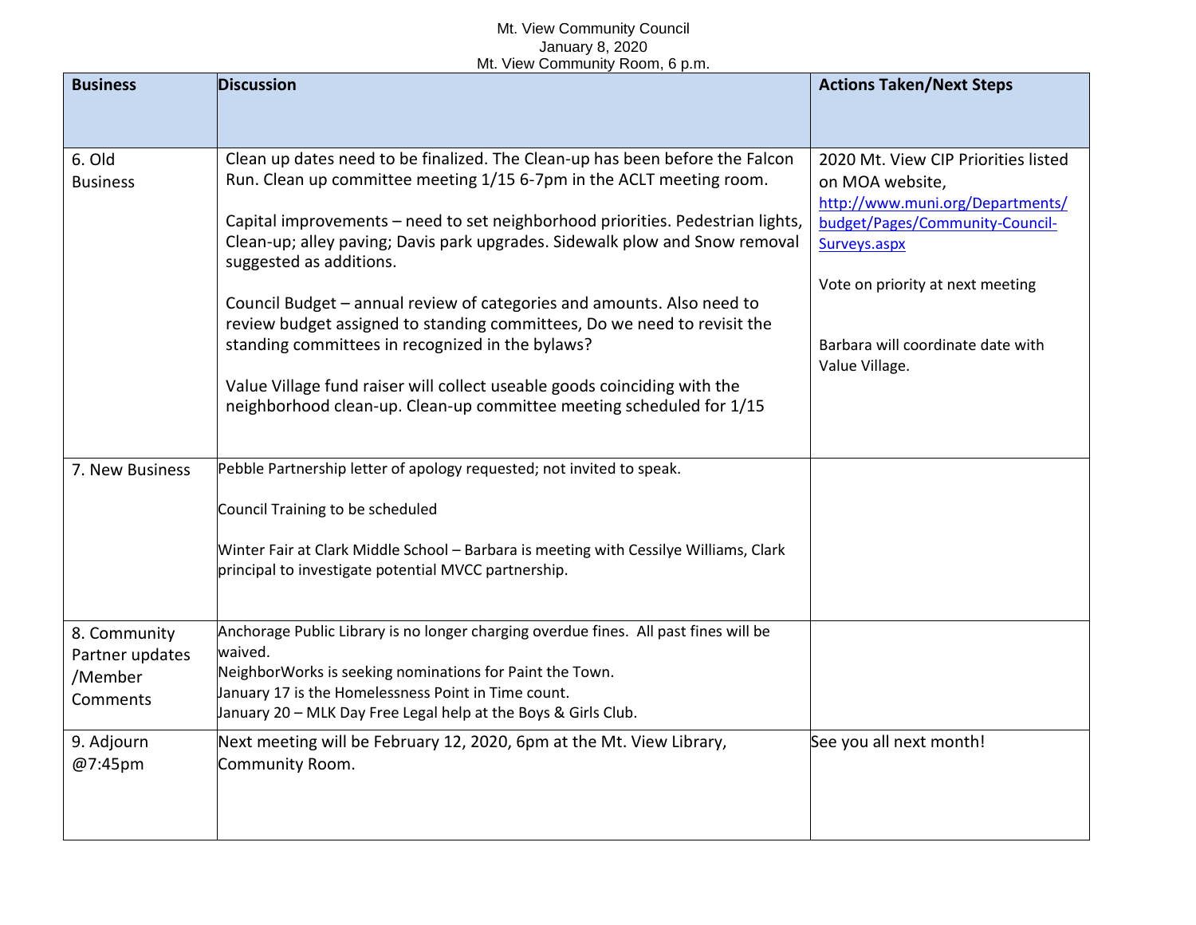Mt. View Community Council
January 8, 2020
Mt. View Community Room, 6 p.m.

| Business | Discussion | Actions Taken/Next Steps |
|---|---|---|
| 6. Old Business | Clean up dates need to be finalized. The Clean-up has been before the Falcon Run. Clean up committee meeting 1/15 6-7pm in the ACLT meeting room.<br><br>Capital improvements – need to set neighborhood priorities. Pedestrian lights, Clean-up; alley paving; Davis park upgrades. Sidewalk plow and Snow removal suggested as additions.<br><br>Council Budget – annual review of categories and amounts. Also need to review budget assigned to standing committees, Do we need to revisit the standing committees in recognized in the bylaws?<br><br>Value Village fund raiser will collect useable goods coinciding with the neighborhood clean-up. Clean-up committee meeting scheduled for 1/15 | 2020 Mt. View CIP Priorities listed on MOA website, http://www.muni.org/Departments/budget/Pages/Community-Council-Surveys.aspx<br><br>Vote on priority at next meeting<br><br>Barbara will coordinate date with Value Village. |
| 7. New Business | Pebble Partnership letter of apology requested; not invited to speak.<br><br>Council Training to be scheduled<br><br>Winter Fair at Clark Middle School – Barbara is meeting with Cessilye Williams, Clark principal to investigate potential MVCC partnership. | |
| 8. Community Partner updates /Member Comments | Anchorage Public Library is no longer charging overdue fines. All past fines will be waived.<br>NeighborWorks is seeking nominations for Paint the Town.<br>January 17 is the Homelessness Point in Time count.<br>January 20 – MLK Day Free Legal help at the Boys & Girls Club. | |
| 9. Adjourn @7:45pm | Next meeting will be February 12, 2020, 6pm at the Mt. View Library, Community Room. | See you all next month! |